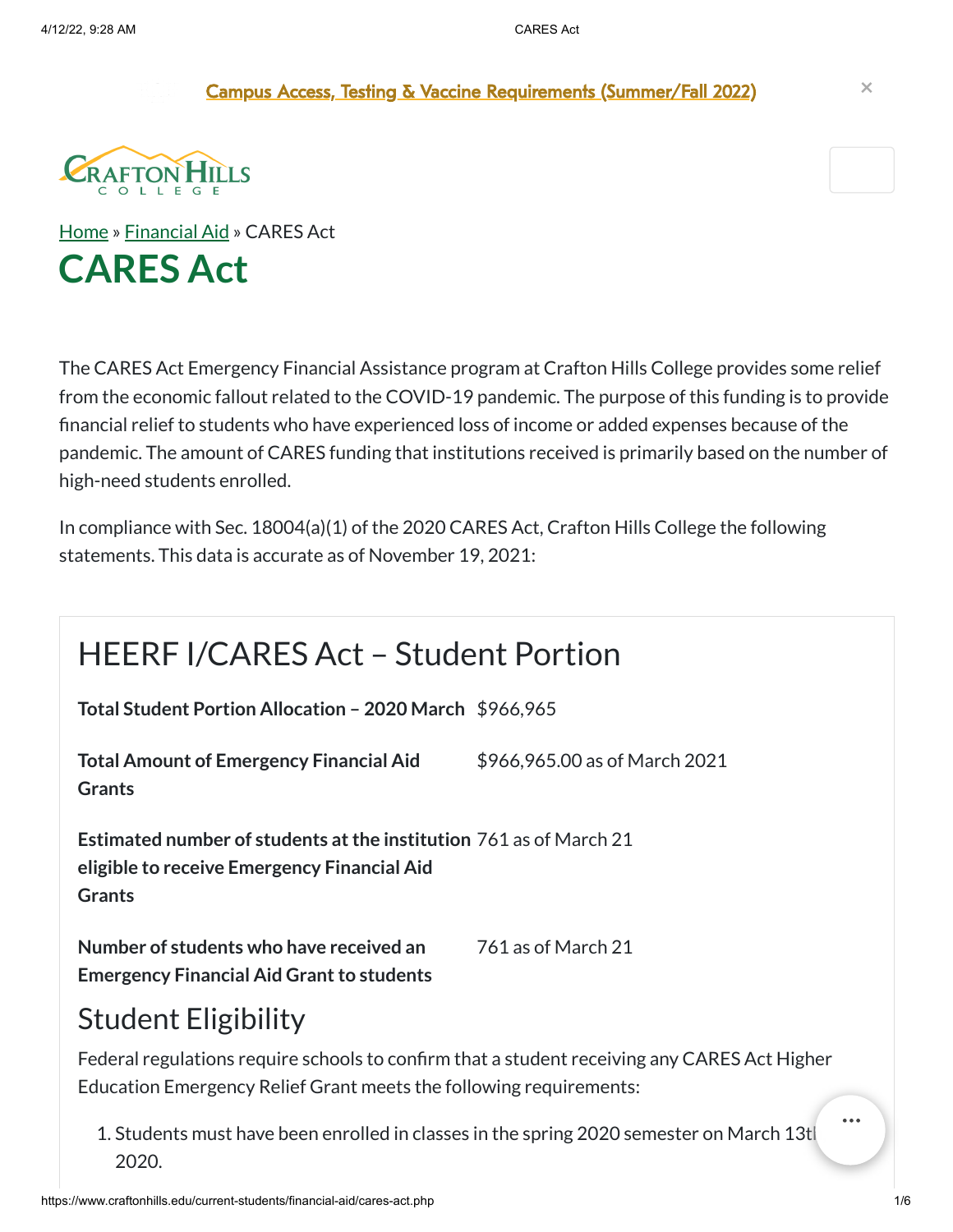[Campus Access, Testing & Vaccine Requirements (Summer/Fall 2022)]

Home » Financial Aid » CARES Act

# CARES Act

The CARES Act Emergency Financial Assistance program at Crafton Hills College provides some relief from the economic fallout related to the COVID-19 pandemic. The purpose of this funding is to provide financial relief to students who have experienced loss of income or added expenses because of the pandemic. The amount of CARES funding that institutions received is primarily based on the number of high-need students enrolled.

In compliance with Sec. 18004(a)(1) of the 2020 CARES Act, Crafton Hills College the following statements. This data is accurate as of November 19, 2021:

## HEERF I/CARES Act – Student Portion

| | |
|---|---|
| **Total Student Portion Allocation – 2020 March** | $966,965 |
| **Total Amount of Emergency Financial Aid Grants** | $966,965.00 as of March 2021 |
| **Estimated number of students at the institution eligible to receive Emergency Financial Aid Grants** | 761 as of March 21 |
| **Number of students who have received an Emergency Financial Aid Grant to students** | 761 as of March 21 |

## Student Eligibility

Federal regulations require schools to confirm that a student receiving any CARES Act Higher Education Emergency Relief Grant meets the following requirements:

1. Students must have been enrolled in classes in the spring 2020 semester on March 13th 2020.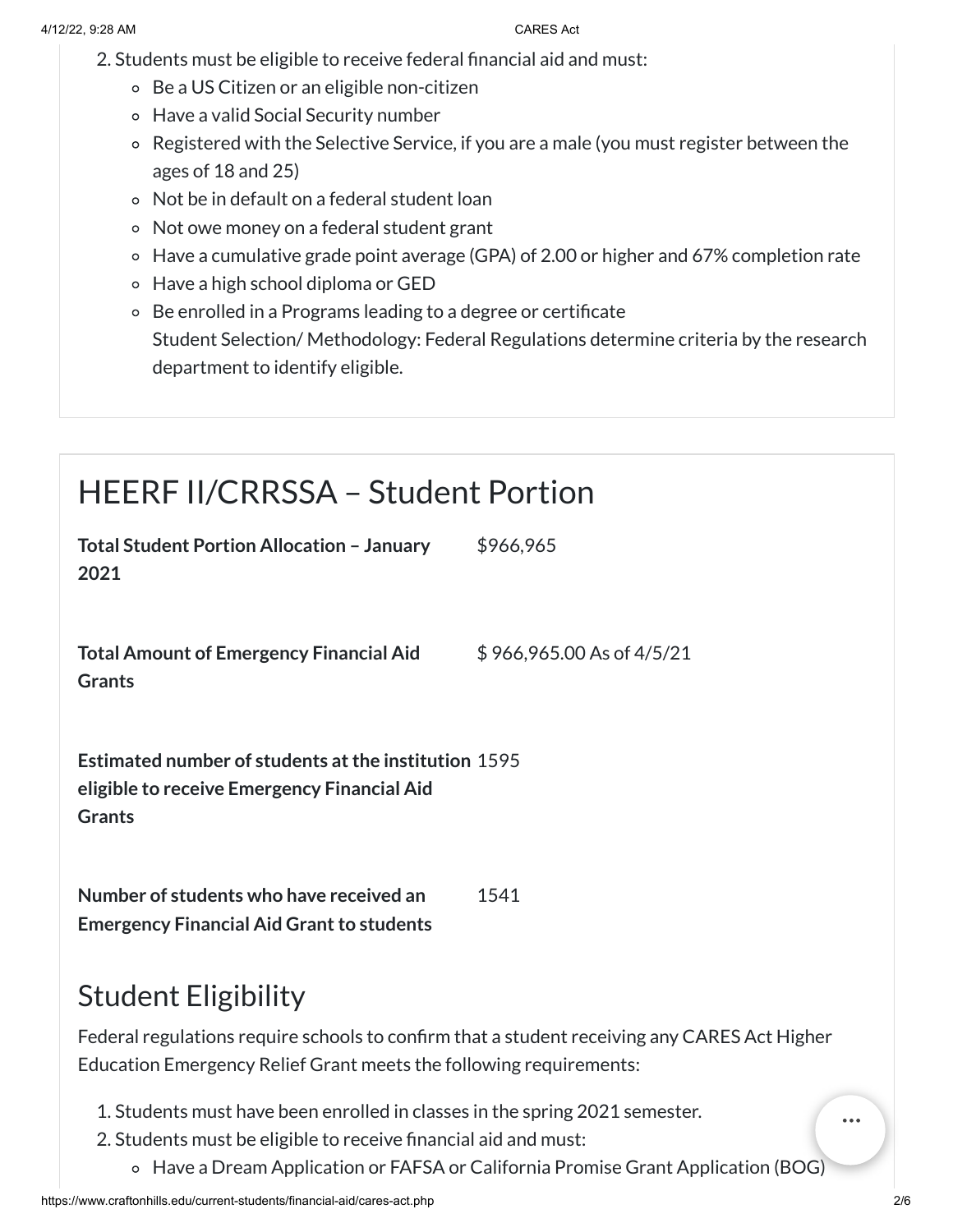2. Students must be eligible to receive federal financial aid and must:
    - Be a US Citizen or an eligible non-citizen
    - Have a valid Social Security number
    - Registered with the Selective Service, if you are a male (you must register between the ages of 18 and 25)
    - Not be in default on a federal student loan
    - Not owe money on a federal student grant
    - Have a cumulative grade point average (GPA) of 2.00 or higher and 67% completion rate
    - Have a high school diploma or GED
    - Be enrolled in a Programs leading to a degree or certificate
      Student Selection/ Methodology: Federal Regulations determine criteria by the research department to identify eligible.

## HEERF II/CRRSSA – Student Portion

| | |
|---|---|
| **Total Student Portion Allocation – January 2021** | $966,965 |
| **Total Amount of Emergency Financial Aid Grants** | $ 966,965.00 As of 4/5/21 |
| **Estimated number of students at the institution eligible to receive Emergency Financial Aid Grants** | 1595 |
| **Number of students who have received an Emergency Financial Aid Grant to students** | 1541 |

## Student Eligibility

Federal regulations require schools to confirm that a student receiving any CARES Act Higher Education Emergency Relief Grant meets the following requirements:

1. Students must have been enrolled in classes in the spring 2021 semester.
2. Students must be eligible to receive financial aid and must:
    - Have a Dream Application or FAFSA or California Promise Grant Application (BOG)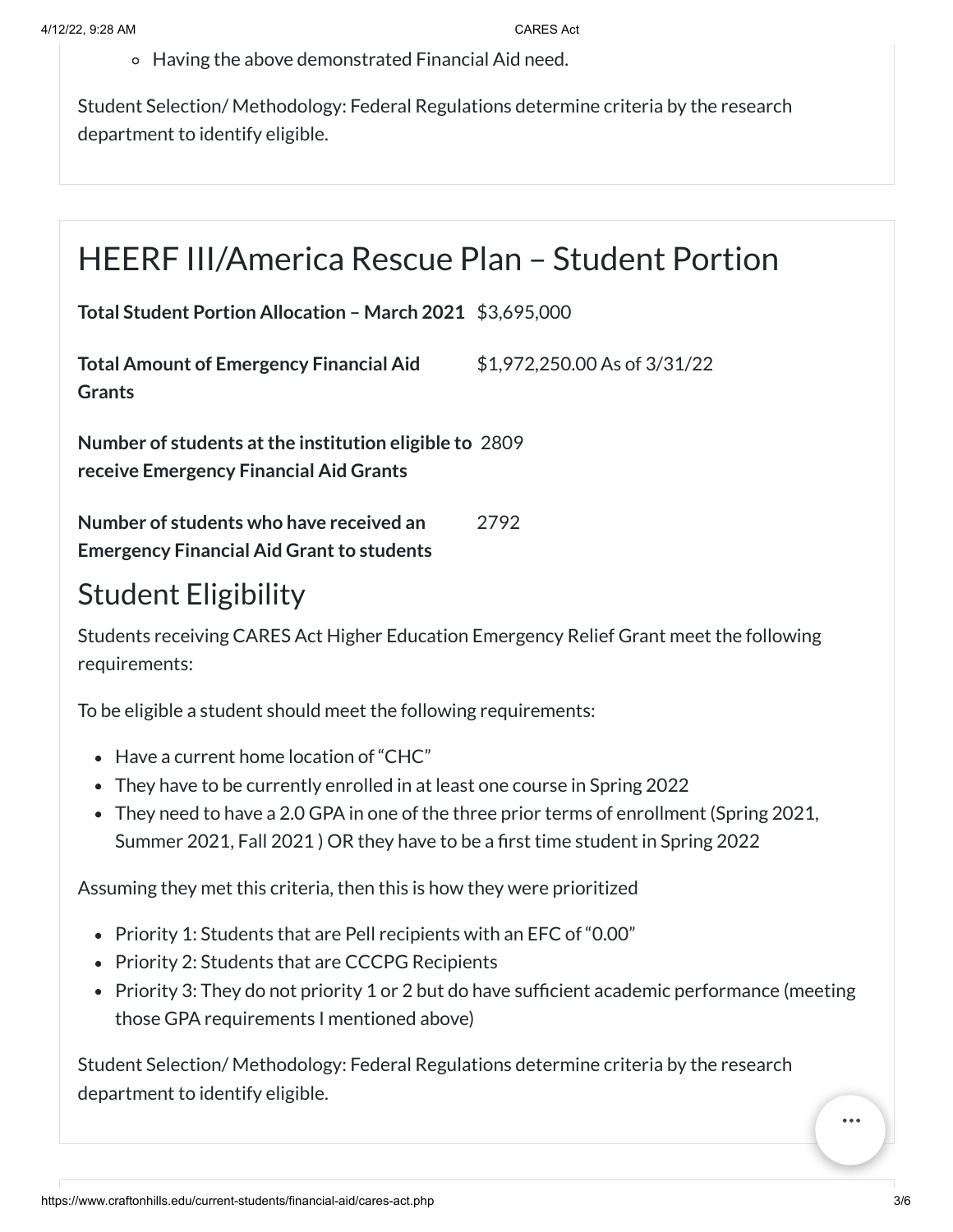- Having the above demonstrated Financial Aid need.

Student Selection/ Methodology: Federal Regulations determine criteria by the research department to identify eligible.

## HEERF III/America Rescue Plan – Student Portion

| | |
|---|---|
| **Total Student Portion Allocation – March 2021** | $3,695,000 |
| **Total Amount of Emergency Financial Aid Grants** | $1,972,250.00 As of 3/31/22 |
| **Number of students at the institution eligible to receive Emergency Financial Aid Grants** | 2809 |
| **Number of students who have received an Emergency Financial Aid Grant to students** | 2792 |

### Student Eligibility

Students receiving CARES Act Higher Education Emergency Relief Grant meet the following requirements:

To be eligible a student should meet the following requirements:

- Have a current home location of "CHC"
- They have to be currently enrolled in at least one course in Spring 2022
- They need to have a 2.0 GPA in one of the three prior terms of enrollment (Spring 2021, Summer 2021, Fall 2021 ) OR they have to be a first time student in Spring 2022

Assuming they met this criteria, then this is how they were prioritized

- Priority 1: Students that are Pell recipients with an EFC of "0.00"
- Priority 2: Students that are CCCPG Recipients
- Priority 3: They do not priority 1 or 2 but do have sufficient academic performance (meeting those GPA requirements I mentioned above)

Student Selection/ Methodology: Federal Regulations determine criteria by the research department to identify eligible.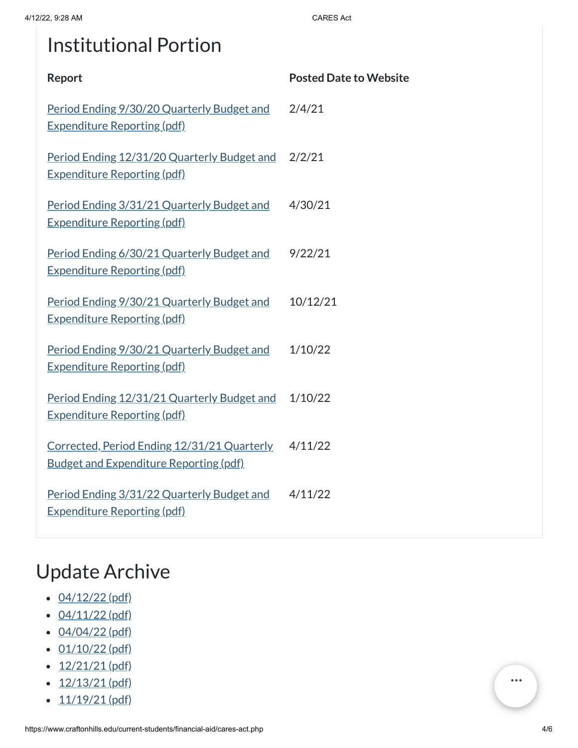## Institutional Portion

| Report | Posted Date to Website |
| --- | --- |
| Period Ending 9/30/20 Quarterly Budget and Expenditure Reporting (pdf) | 2/4/21 |
| Period Ending 12/31/20 Quarterly Budget and Expenditure Reporting (pdf) | 2/2/21 |
| Period Ending 3/31/21 Quarterly Budget and Expenditure Reporting (pdf) | 4/30/21 |
| Period Ending 6/30/21 Quarterly Budget and Expenditure Reporting (pdf) | 9/22/21 |
| Period Ending 9/30/21 Quarterly Budget and Expenditure Reporting (pdf) | 10/12/21 |
| Period Ending 9/30/21 Quarterly Budget and Expenditure Reporting (pdf) | 1/10/22 |
| Period Ending 12/31/21 Quarterly Budget and Expenditure Reporting (pdf) | 1/10/22 |
| Corrected, Period Ending 12/31/21 Quarterly Budget and Expenditure Reporting (pdf) | 4/11/22 |
| Period Ending 3/31/22 Quarterly Budget and Expenditure Reporting (pdf) | 4/11/22 |

# Update Archive

- 04/12/22 (pdf)
- 04/11/22 (pdf)
- 04/04/22 (pdf)
- 01/10/22 (pdf)
- 12/21/21 (pdf)
- 12/13/21 (pdf)
- 11/19/21 (pdf)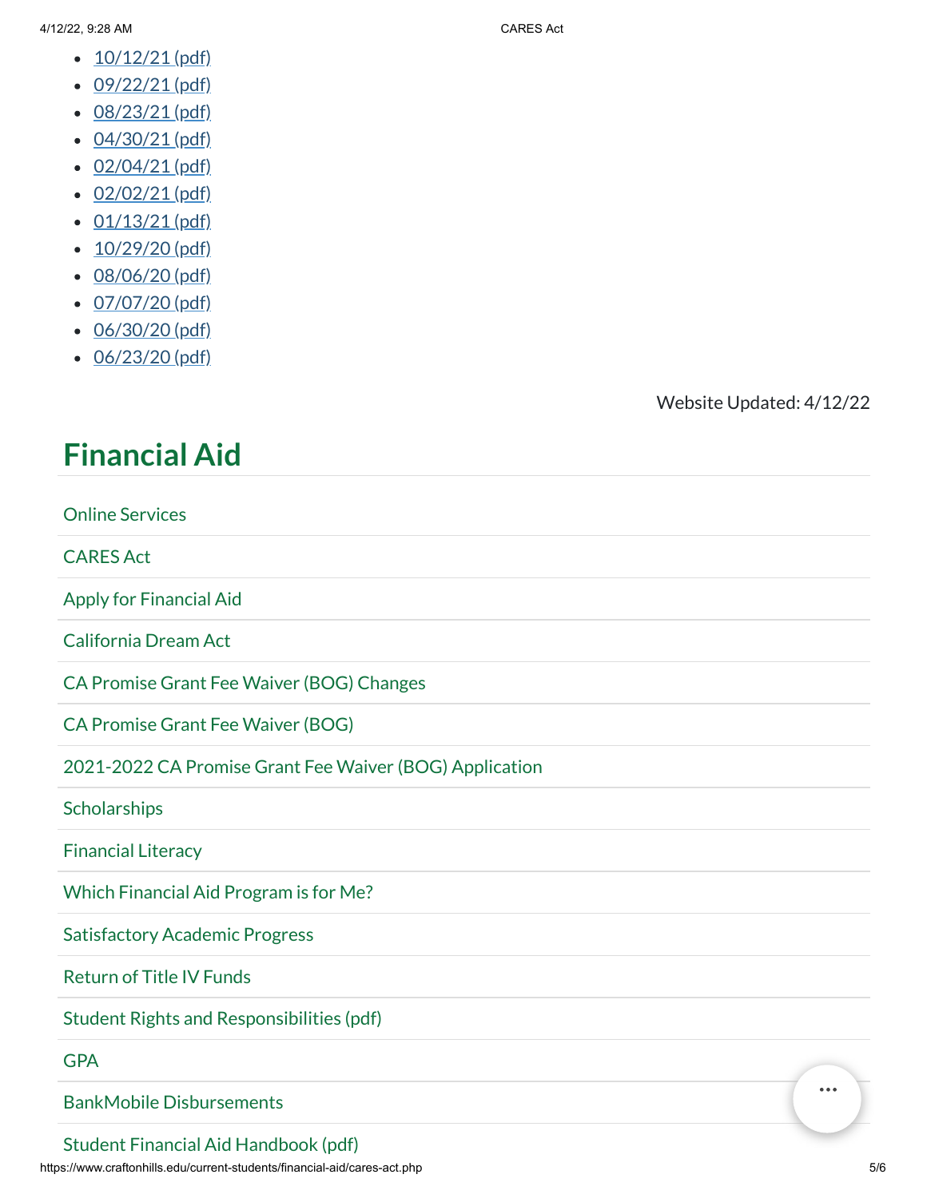- 10/12/21 (pdf)
- 09/22/21 (pdf)
- 08/23/21 (pdf)
- 04/30/21 (pdf)
- 02/04/21 (pdf)
- 02/02/21 (pdf)
- 01/13/21 (pdf)
- 10/29/20 (pdf)
- 08/06/20 (pdf)
- 07/07/20 (pdf)
- 06/30/20 (pdf)
- 06/23/20 (pdf)

Website Updated: 4/12/22

## Financial Aid

- Online Services
- CARES Act
- Apply for Financial Aid
- California Dream Act
- CA Promise Grant Fee Waiver (BOG) Changes
- CA Promise Grant Fee Waiver (BOG)
- 2021-2022 CA Promise Grant Fee Waiver (BOG) Application
- Scholarships
- Financial Literacy
- Which Financial Aid Program is for Me?
- Satisfactory Academic Progress
- Return of Title IV Funds
- Student Rights and Responsibilities (pdf)
- GPA
- BankMobile Disbursements
- Student Financial Aid Handbook (pdf)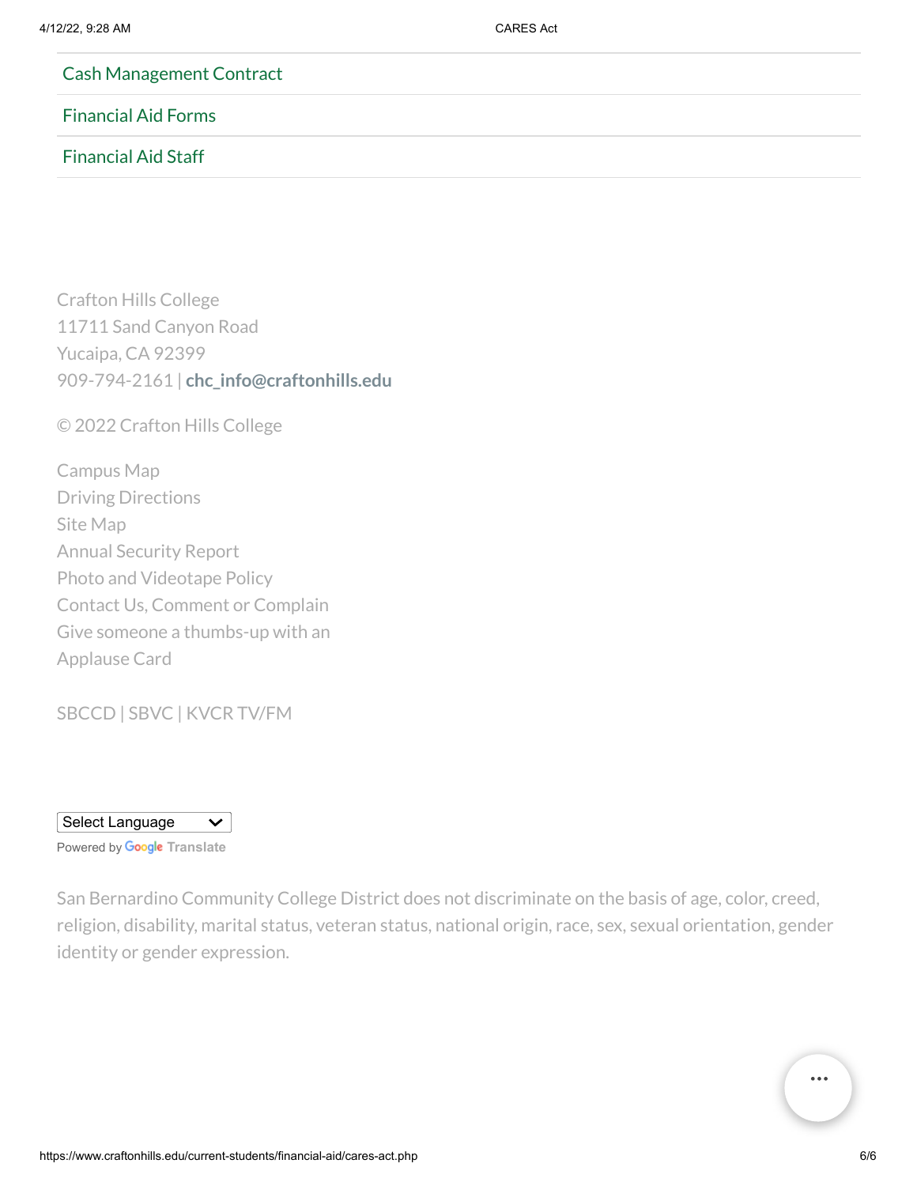Cash Management Contract

Financial Aid Forms

Financial Aid Staff

Crafton Hills College
11711 Sand Canyon Road
Yucaipa, CA 92399
909-794-2161 | **chc_info@craftonhills.edu**

© 2022 Crafton Hills College

Campus Map
Driving Directions
Site Map
Annual Security Report
Photo and Videotape Policy
Contact Us, Comment or Complain
Give someone a thumbs-up with an Applause Card

SBCCD | SBVC | KVCR TV/FM

Select Language

Powered by Google Translate

San Bernardino Community College District does not discriminate on the basis of age, color, creed, religion, disability, marital status, veteran status, national origin, race, sex, sexual orientation, gender identity or gender expression.